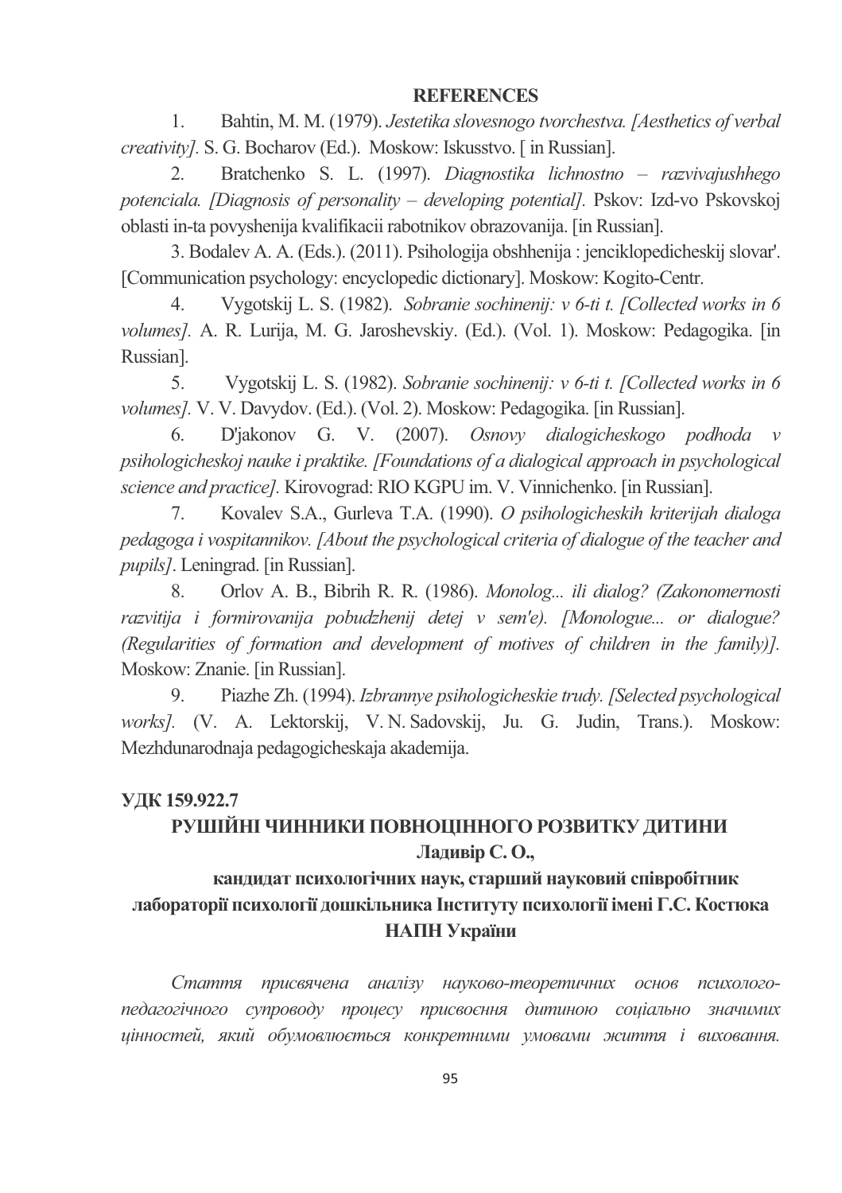**REFERENCES**

1. Bahtin, M. M. (1979). *Jestetika slovesnogo tvorchestva. [Aesthetics of verbal creativity].* S. G. Bocharov (Ed.). Moskow: Iskusstvo. [ in Russian].

2. Bratchenko S. L. (1997). *Diagnostika lichnostno – razvivajushhego potenciala. [Diagnosis of personality – developing potential].* Pskov: Izd-vo Pskovskoj oblasti in-ta povyshenija kvalifikacii rabotnikov obrazovanija. [in Russian].

3. Bodalev A. A. (Eds.). (2011). Psihologija obshhenija : jenciklopedicheskij slovar'. [Communication psychology: encyclopedic dictionary]. Moskow: Kogito-Centr.

4. Vygotskij L. S. (1982). *Sobranie sochinenij: v 6-ti t. [Collected works in 6 volumes].* A. R. Lurija, M. G. Jaroshevskiy. (Ed.). (Vol. 1). Moskow: Pedagogika. [in Russian].

5. Vygotskij L. S. (1982). *Sobranie sochinenij: v 6-ti t. [Collected works in 6 volumes].* V. V. Davydov. (Ed.). (Vol. 2). Moskow: Pedagogika. [in Russian].

6. D'jakonov G. V. (2007). *Osnovy dialogicheskogo podhoda v psihologicheskoj nauke i praktike. [Foundations of a dialogical approach in psychological science and practice].* Kirovograd: RIO KGPU im. V. Vinnichenko. [in Russian].

7. Kovalev S.A., Gurleva T.A. (1990). *O psihologicheskih kriterijah dialoga pedagoga i vospitannikov. [About the psychological criteria of dialogue of the teacher and pupils]*. Leningrad. [in Russian].

8. Orlov A. B., Bibrih R. R. (1986). *Monolog... ili dialog? (Zakonomernosti razvitija i formirovanija pobudzhenij detej v sem'e). [Monologue... or dialogue? (Regularities of formation and development of motives of children in the family)].* Moskow: Znanie. [in Russian].

9. Piazhe Zh. (1994). *Izbrannye psihologicheskie trudy. [Selected psychological works].* (V. A. Lektorskij, V. N. Sadovskij, Ju. G. Judin, Trans.). Moskow: Mezhdunarodnaja pedagogicheskaja akademija.

**УДК 159.922.7**

# РУШІЙНІ ЧИННИКИ ПОВНОЦІННОГО РОЗВИТКУ ДИТИНИ

**Ладивір С. О.,**

**кандидат психологічних наук, старший науковий співробітник лабораторії психології дошкільника Інституту психології імені Г.С. Костюка НАПН України**

*Стаття присвячена аналізу науково-теоретичних основ психолого-педагогічного супроводу процесу присвоєння дитиною соціально значимих цінностей, який обумовлюється конкретними умовами життя і виховання.*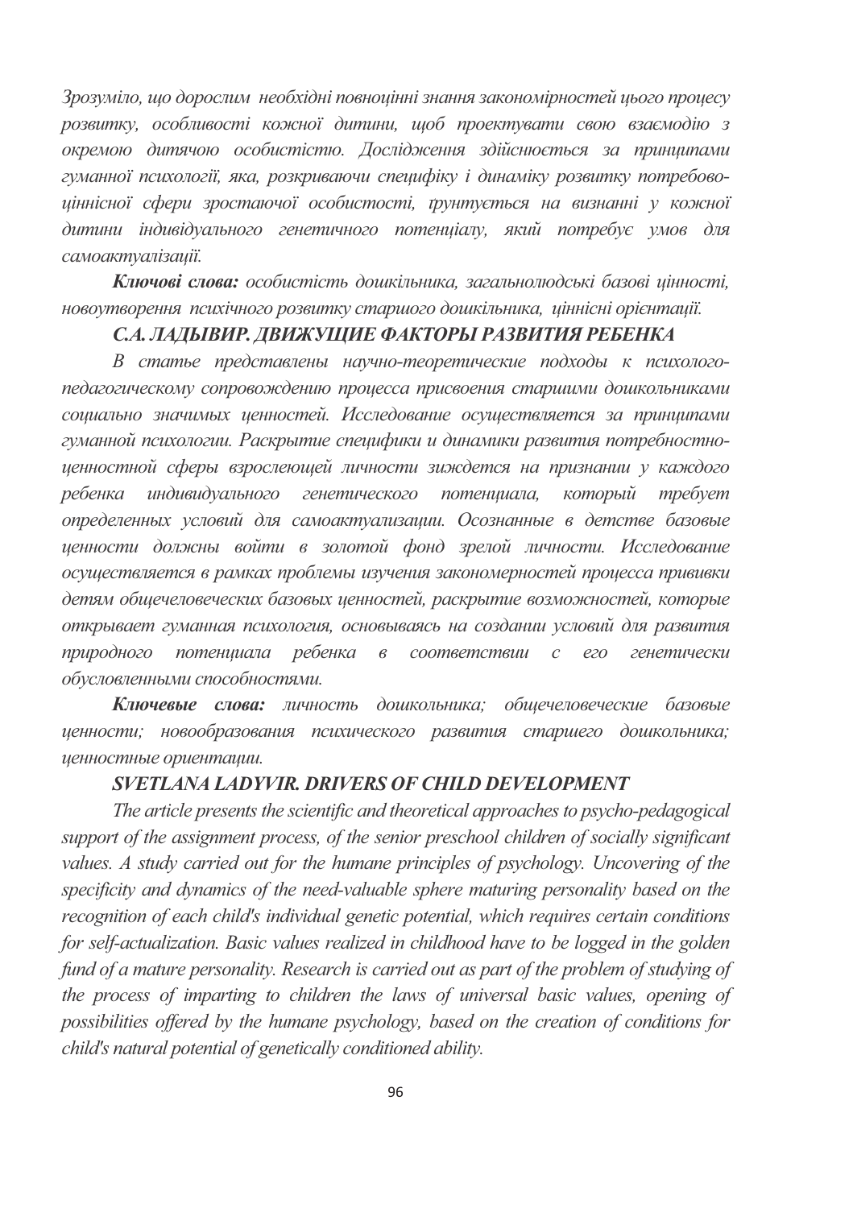*Зрозуміло, що дорослим необхідні повноцінні знання закономірностей цього процесу розвитку, особливості кожної дитини, щоб проектувати свою взаємодію з окремою дитячою особистістю. Дослідження здійснюється за принципами гуманної психології, яка, розкриваючи специфіку і динаміку розвитку потребово-ціннісної сфери зростаючої особистості, ґрунтується на визнанні у кожної дитини індивідуального генетичного потенціалу, який потребує умов для самоактуалізації.*

***Ключові слова:*** *особистість дошкільника, загальнолюдські базові цінності, новоутворення психічного розвитку старшого дошкільника, ціннісні орієнтації.*

### *С.А. ЛАДЫВИР. ДВИЖУЩИЕ ФАКТОРЫ РАЗВИТИЯ РЕБЕНКА*

*В статье представлены научно-теоретические подходы к психолого-педагогическому сопровождению процесса присвоения старшими дошкольниками социально значимых ценностей. Исследование осуществляется за принципами гуманной психологии. Раскрытие специфики и динамики развития потребностно-ценностной сферы взрослеющей личности зиждется на признании у каждого ребенка индивидуального генетического потенциала, который требует определенных условий для самоактуализации. Осознанные в детстве базовые ценности должны войти в золотой фонд зрелой личности. Исследование осуществляется в рамках проблемы изучения закономерностей процесса прививки детям общечеловеческих базовых ценностей, раскрытие возможностей, которые открывает гуманная психология, основываясь на создании условий для развития природного потенциала ребенка в соответствии с его генетически обусловленными способностями.*

***Ключевые слова:*** *личность дошкольника; общечеловеческие базовые ценности; новообразования психического развития старшего дошкольника; ценностные ориентации.*

### *SVETLANA LADYVIR. DRIVERS OF CHILD DEVELOPMENT*

*The article presents the scientific and theoretical approaches to psycho-pedagogical support of the assignment process, of the senior preschool children of socially significant values. A study carried out for the humane principles of psychology. Uncovering of the specificity and dynamics of the need-valuable sphere maturing personality based on the recognition of each child's individual genetic potential, which requires certain conditions for self-actualization. Basic values realized in childhood have to be logged in the golden fund of a mature personality. Research is carried out as part of the problem of studying of the process of imparting to children the laws of universal basic values, opening of possibilities offered by the humane psychology, based on the creation of conditions for child's natural potential of genetically conditioned ability.*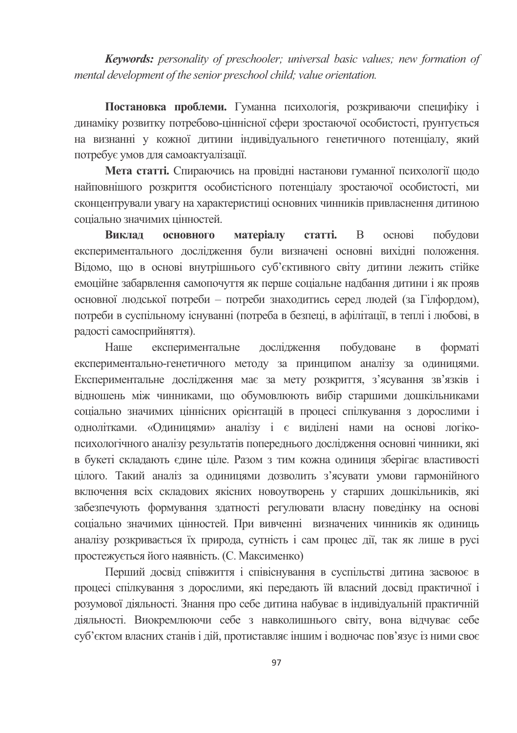***Keywords:*** *personality of preschooler; universal basic values; new formation of mental development of the senior preschool child; value orientation.*

**Постановка проблеми.** Гуманна психологія, розкриваючи специфіку і динаміку розвитку потребово-ціннісної сфери зростаючої особистості, ґрунтується на визнанні у кожної дитини індивідуального генетичного потенціалу, який потребує умов для самоактуалізації.

**Мета статті.** Спираючись на провідні настанови гуманної психології щодо найповнішого розкриття особистісного потенціалу зростаючої особистості, ми сконцентрували увагу на характеристиці основних чинників привласнення дитиною соціально значимих цінностей.

**Виклад основного матеріалу статті.** В основі побудови експериментального дослідження були визначені основні вихідні положення. Відомо, що в основі внутрішнього суб'єктивного світу дитини лежить стійке емоційне забарвлення самопочуття як перше соціальне надбання дитини і як прояв основної людської потреби – потреби знаходитись серед людей (за Гілфордом), потреби в суспільному існуванні (потреба в безпеці, в афіліації, в теплі і любові, в радості самосприйняття).

Наше експериментальне дослідження побудоване в форматі експериментально-генетичного методу за принципом аналізу за одиницями. Експериментальне дослідження має за мету розкриття, з'ясування зв'язків і відношень між чинниками, що обумовлюють вибір старшими дошкільниками соціально значимих ціннісних орієнтацій в процесі спілкування з дорослими і однолітками. «Одиницями» аналізу і є виділені нами на основі логіко-психологічного аналізу результатів попереднього дослідження основні чинники, які в букеті складають єдине ціле. Разом з тим кожна одиниця зберігає властивості цілого. Такий аналіз за одиницями дозволить з'ясувати умови гармонійного включення всіх складових якісних новоутворень у старших дошкільників, які забезпечують формування здатності регулювати власну поведінку на основі соціально значимих цінностей. При вивченні визначених чинників як одиниць аналізу розкривається їх природа, сутність і сам процес дії, так як лише в русі простежується його наявність. (С. Максименко)

Перший досвід співжиття і співіснування в суспільстві дитина засвоює в процесі спілкування з дорослими, які передають їй власний досвід практичної і розумової діяльності. Знання про себе дитина набуває в індивідуальній практичній діяльності. Виокремлюючи себе з навколишнього світу, вона відчуває себе суб'єктом власних станів і дій, протиставляє іншим і водночас пов'язує із ними своє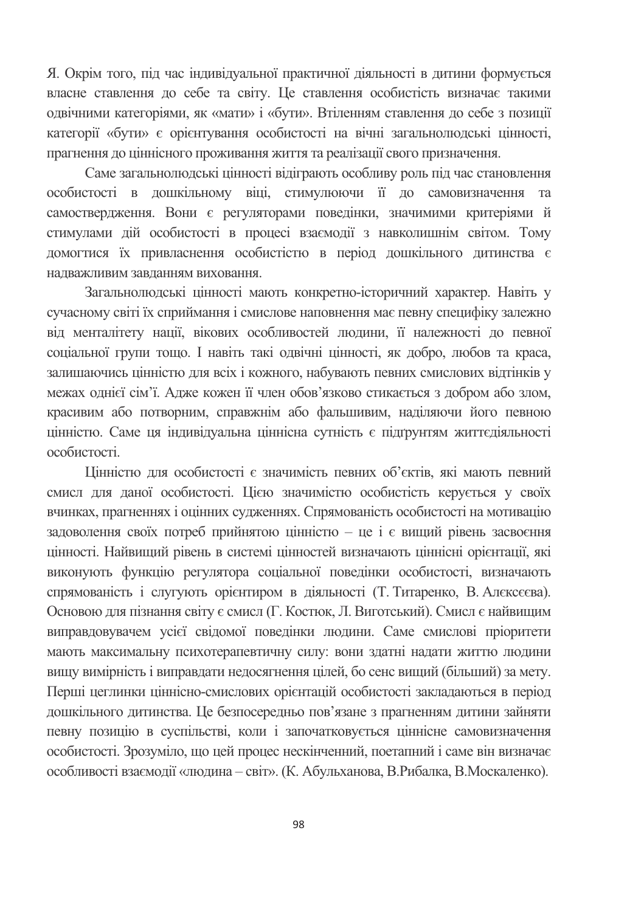Я. Окрім того, під час індивідуальної практичної діяльності в дитини формується власне ставлення до себе та світу. Це ставлення особистість визначає такими одвічними категоріями, як «мати» і «бути». Втіленням ставлення до себе з позиції категорії «бути» є орієнтування особистості на вічні загальнолюдські цінності, прагнення до ціннісного проживання життя та реалізації свого призначення.

Саме загальнолюдські цінності відіграють особливу роль під час становлення особистості в дошкільному віці, стимулюючи її до самовизначення та самоствердження. Вони є регуляторами поведінки, значимими критеріями й стимулами дій особистості в процесі взаємодії з навколишнім світом. Тому домогтися їх привласнення особистістю в період дошкільного дитинства є надважливим завданням виховання.

Загальнолюдські цінності мають конкретно-історичний характер. Навіть у сучасному світі їх сприймання і смислове наповнення має певну специфіку залежно від менталітету нації, вікових особливостей людини, її належності до певної соціальної групи тощо. І навіть такі одвічні цінності, як добро, любов та краса, залишаючись цінністю для всіх і кожного, набувають певних смислових відтінків у межах однієї сім'ї. Адже кожен її член обов'язково стикається з добром або злом, красивим або потворним, справжнім або фальшивим, наділяючи його певною цінністю. Саме ця індивідуальна ціннісна сутність є підґрунтям життєдіяльності особистості.

Цінністю для особистості є значимість певних об'єктів, які мають певний смисл для даної особистості. Цією значимістю особистість керується у своїх вчинках, прагненнях і оцінних судженнях. Спрямованість особистості на мотивацію задоволення своїх потреб прийнятою цінністю – це і є вищий рівень засвоєння цінності. Найвищий рівень в системі цінностей визначають ціннісні орієнтації, які виконують функцію регулятора соціальної поведінки особистості, визначають спрямованість і слугують орієнтиром в діяльності (Т. Титаренко, В. Алєксєєва). Основою для пізнання світу є смисл (Г. Костюк, Л. Виготський). Смисл є найвищим виправдовувачем усієї свідомої поведінки людини. Саме смислові пріоритети мають максимальну психотерапевтичну силу: вони здатні надати життю людини вищу вимірність і виправдати недосягнення цілей, бо сенс вищий (більший) за мету. Перші цеглинки ціннісно-смислових орієнтацій особистості закладаються в період дошкільного дитинства. Це безпосередньо пов'язане з прагненням дитини зайняти певну позицію в суспільстві, коли і започатковується ціннісне самовизначення особистості. Зрозуміло, що цей процес нескінченний, поетапний і саме він визначає особливості взаємодії «людина – світ». (К. Абульханова, В.Рибалка, В.Москаленко).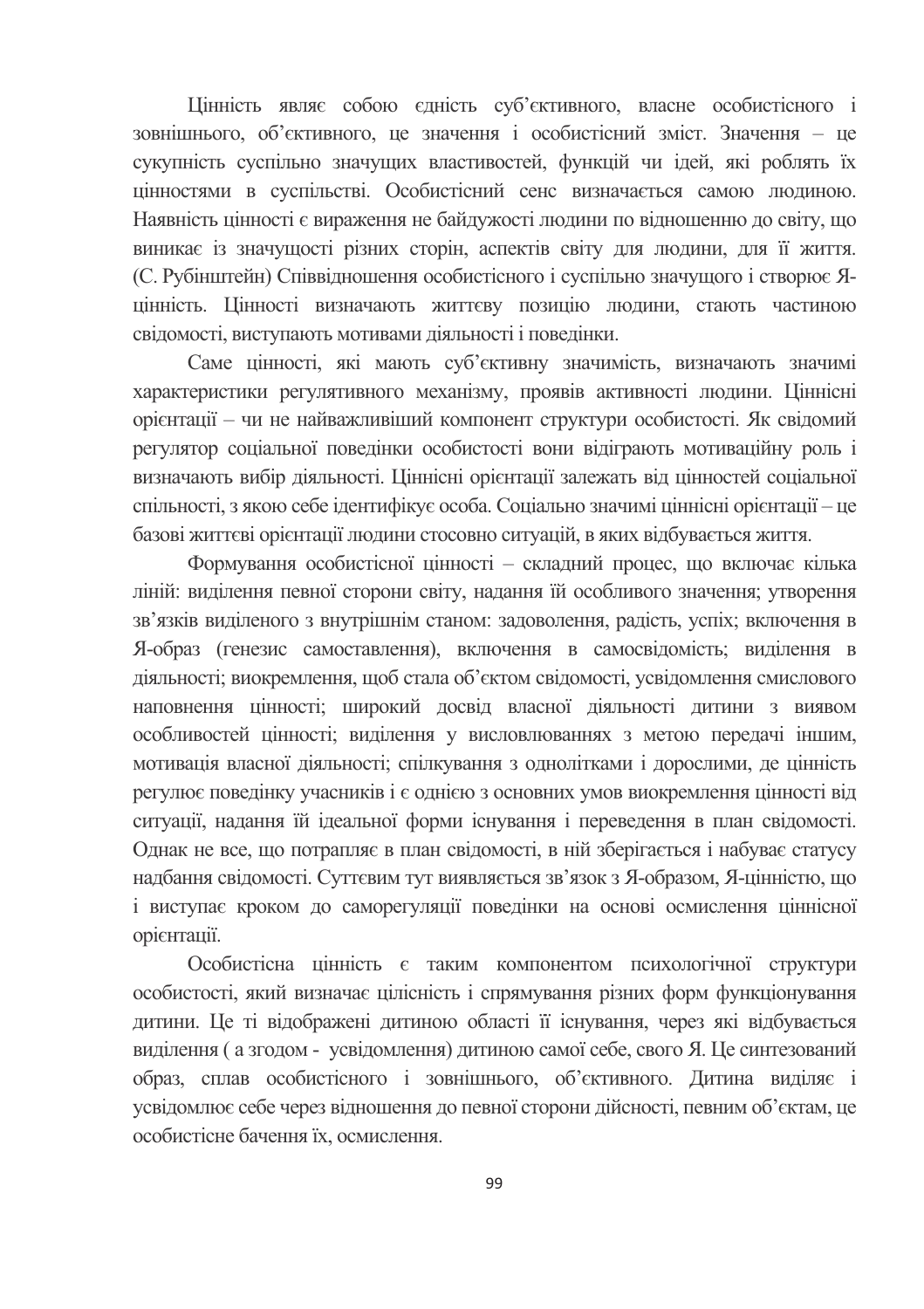Цінність являє собою єдність суб'єктивного, власне особистісного і зовнішнього, об'єктивного, це значення і особистісний зміст. Значення – це сукупність суспільно значущих властивостей, функцій чи ідей, які роблять їх цінностями в суспільстві. Особистісний сенс визначається самою людиною. Наявність цінності є вираження не байдужості людини по відношенню до світу, що виникає із значущості різних сторін, аспектів світу для людини, для її життя. (С. Рубінштейн) Співвідношення особистісного і суспільно значущого і створює Я-цінність. Цінності визначають життєву позицію людини, стають частиною свідомості, виступають мотивами діяльності і поведінки.

Саме цінності, які мають суб'єктивну значимість, визначають значимі характеристики регулятивного механізму, проявів активності людини. Ціннісні орієнтації – чи не найважливіший компонент структури особистості. Як свідомий регулятор соціальної поведінки особистості вони відіграють мотиваційну роль і визначають вибір діяльності. Ціннісні орієнтації залежать від цінностей соціальної спільності, з якою себе ідентифікує особа. Соціально значимі ціннісні орієнтації – це базові життєві орієнтації людини стосовно ситуацій, в яких відбувається життя.

Формування особистісної цінності – складний процес, що включає кілька ліній: виділення певної сторони світу, надання їй особливого значення; утворення зв'язків виділеного з внутрішнім станом: задоволення, радість, успіх; включення в Я-образ (генезис самоставлення), включення в самосвідомість; виділення в діяльності; виокремлення, щоб стала об'єктом свідомості, усвідомлення смислового наповнення цінності; широкий досвід власної діяльності дитини з виявом особливостей цінності; виділення у висловлюваннях з метою передачі іншим, мотивація власної діяльності; спілкування з однолітками і дорослими, де цінність регулює поведінку учасників і є однією з основних умов виокремлення цінності від ситуації, надання їй ідеальної форми існування і переведення в план свідомості. Однак не все, що потрапляє в план свідомості, в ній зберігається і набуває статусу надбання свідомості. Суттєвим тут виявляється зв'язок з Я-образом, Я-цінністю, що і виступає кроком до саморегуляції поведінки на основі осмислення ціннісної орієнтації.

Особистісна цінність є таким компонентом психологічної структури особистості, який визначає цілісність і спрямування різних форм функціонування дитини. Це ті відображені дитиною області її існування, через які відбувається виділення ( а згодом - усвідомлення) дитиною самої себе, свого Я. Це синтезований образ, сплав особистісного і зовнішнього, об'єктивного. Дитина виділяє і усвідомлює себе через відношення до певної сторони дійсності, певним об'єктам, це особистісне бачення їх, осмислення.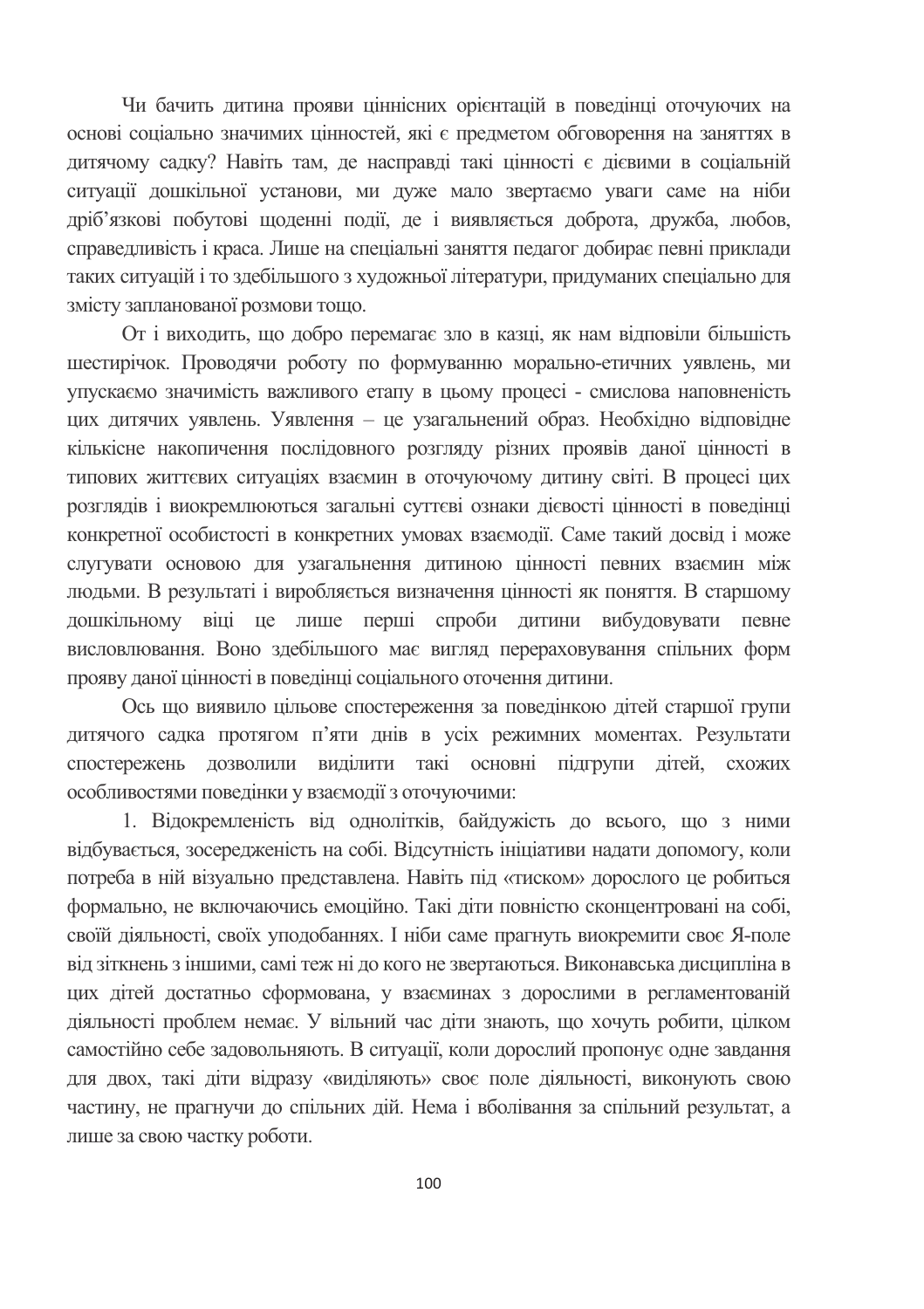Чи бачить дитина прояви ціннісних орієнтацій в поведінці оточуючих на основі соціально значимих цінностей, які є предметом обговорення на заняттях в дитячому садку? Навіть там, де насправді такі цінності є дієвими в соціальній ситуації дошкільної установи, ми дуже мало звертаємо уваги саме на ніби дріб'язкові побутові щоденні події, де і виявляється доброта, дружба, любов, справедливість і краса. Лише на спеціальні заняття педагог добирає певні приклади таких ситуацій і то здебільшого з художньої літератури, придуманих спеціально для змісту запланованої розмови тощо.

От і виходить, що добро перемагає зло в казці, як нам відповіли більшість шестирічок. Проводячи роботу по формуванню морально-етичних уявлень, ми упускаємо значимість важливого етапу в цьому процесі - смислова наповненість цих дитячих уявлень. Уявлення – це узагальнений образ. Необхідно відповідне кількісне накопичення послідовного розгляду різних проявів даної цінності в типових життєвих ситуаціях взаємин в оточуючому дитину світі. В процесі цих розглядів і виокремлюються загальні суттєві ознаки дієвості цінності в поведінці конкретної особистості в конкретних умовах взаємодії. Саме такий досвід і може слугувати основою для узагальнення дитиною цінності певних взаємин між людьми. В результаті і виробляється визначення цінності як поняття. В старшому дошкільному віці це лише перші спроби дитини вибудовувати певне висловлювання. Воно здебільшого має вигляд перераховування спільних форм прояву даної цінності в поведінці соціального оточення дитини.

Ось що виявило цільове спостереження за поведінкою дітей старшої групи дитячого садка протягом п'яти днів в усіх режимних моментах. Результати спостережень дозволили виділити такі основні підгрупи дітей, схожих особливостями поведінки у взаємодії з оточуючими:

1. Відокремленість від однолітків, байдужість до всього, що з ними відбувається, зосередженість на собі. Відсутність ініціативи надати допомогу, коли потреба в ній візуально представлена. Навіть під «тиском» дорослого це робиться формально, не включаючись емоційно. Такі діти повністю сконцентровані на собі, своїй діяльності, своїх уподобаннях. І ніби саме прагнуть виокремити своє Я-поле від зіткнень з іншими, самі теж ні до кого не звертаються. Виконавська дисципліна в цих дітей достатньо сформована, у взаєминах з дорослими в регламентованій діяльності проблем немає. У вільний час діти знають, що хочуть робити, цілком самостійно себе задовольняють. В ситуації, коли дорослий пропонує одне завдання для двох, такі діти відразу «виділяють» своє поле діяльності, виконують свою частину, не прагнучи до спільних дій. Нема і вболівання за спільний результат, а лише за свою частку роботи.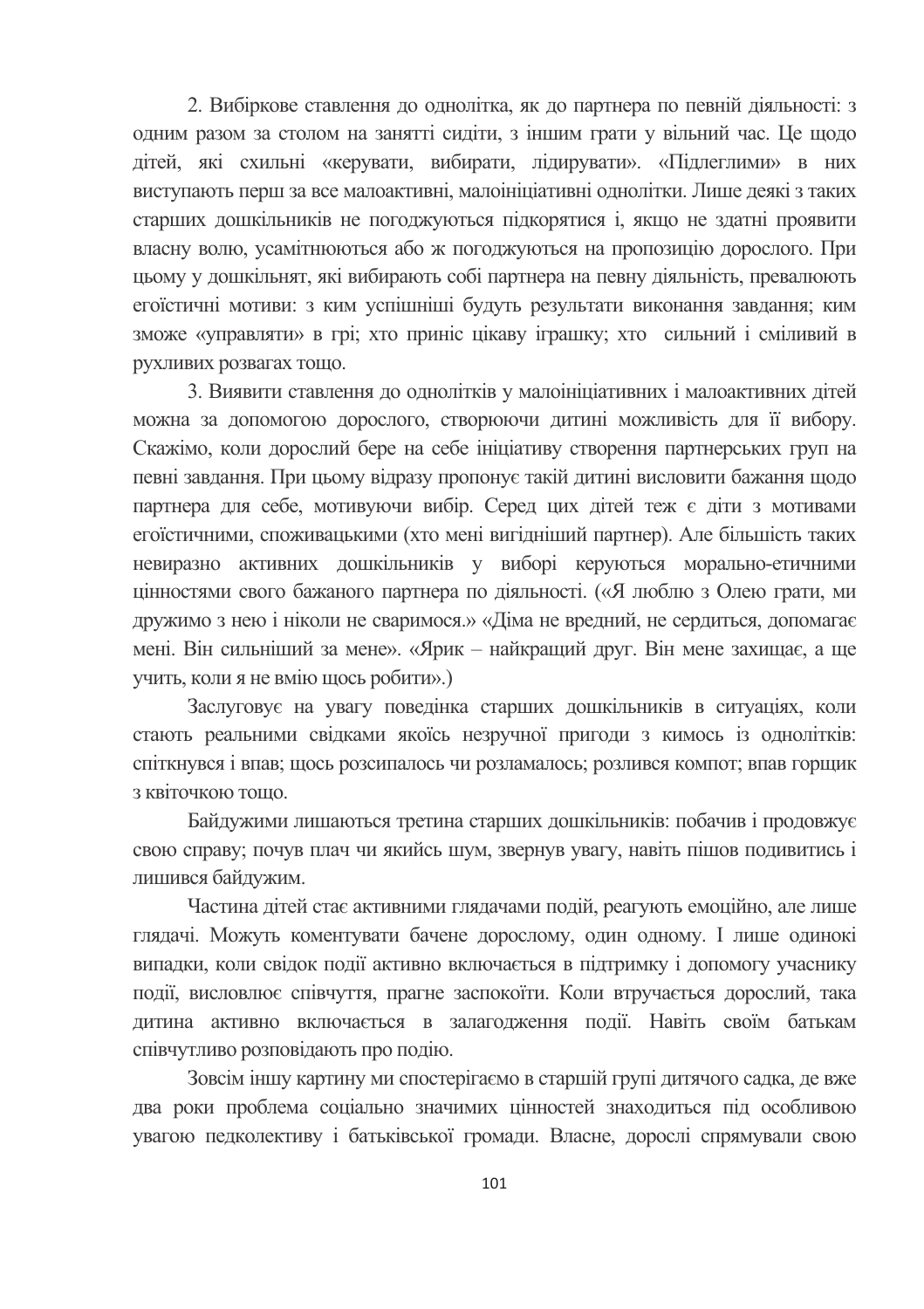2. Вибіркове ставлення до однолітка, як до партнера по певній діяльності: з одним разом за столом на занятті сидіти, з іншим грати у вільний час. Це щодо дітей, які схильні «керувати, вибирати, лідирувати». «Підлеглими» в них виступають перш за все малоактивні, малоініціативні однолітки. Лише деякі з таких старших дошкільників не погоджуються підкорятися і, якщо не здатні проявити власну волю, усамітнюються або ж погоджуються на пропозицію дорослого. При цьому у дошкільнят, які вибирають собі партнера на певну діяльність, превалюють егоїстичні мотиви: з ким успішніші будуть результати виконання завдання; ким зможе «управляти» в грі; хто приніс цікаву іграшку; хто  сильний і сміливий в рухливих розвагах тощо.

3. Виявити ставлення до однолітків у малоініціативних і малоактивних дітей можна за допомогою дорослого, створюючи дитині можливість для її вибору. Скажімо, коли дорослий бере на себе ініціативу створення партнерських груп на певні завдання. При цьому відразу пропонує такій дитині висловити бажання щодо партнера для себе, мотивуючи вибір. Серед цих дітей теж є діти з мотивами егоїстичними, споживацькими (хто мені вигідніший партнер). Але більшість таких невиразно активних дошкільників у виборі керуються морально-етичними цінностями свого бажаного партнера по діяльності. («Я люблю з Олею грати, ми дружимо з нею і ніколи не сваримося.» «Діма не вредний, не сердиться, допомагає мені. Він сильніший за мене». «Ярик – найкращий друг. Він мене захищає, а ще учить, коли я не вмію щось робити».)

Заслуговує на увагу поведінка старших дошкільників в ситуаціях, коли стають реальними свідками якоїсь незручної пригоди з кимось із однолітків: спіткнувся і впав; щось розсипалось чи розламалось; розлився компот; впав горщик з квіточкою тощо.

Байдужими лишаються третина старших дошкільників: побачив і продовжує свою справу; почув плач чи якийсь шум, звернув увагу, навіть пішов подивитись і лишився байдужим.

Частина дітей стає активними глядачами подій, реагують емоційно, але лише глядачі. Можуть коментувати бачене дорослому, один одному. І лише одинокі випадки, коли свідок події активно включається в підтримку і допомогу учаснику події, висловлює співчуття, прагне заспокоїти. Коли втручається дорослий, така дитина активно включається в залагодження події. Навіть своїм батькам співчутливо розповідають про подію.

Зовсім іншу картину ми спостерігаємо в старшій групі дитячого садка, де вже два роки проблема соціально значимих цінностей знаходиться під особливою увагою педколективу і батьківської громади. Власне, дорослі спрямували свою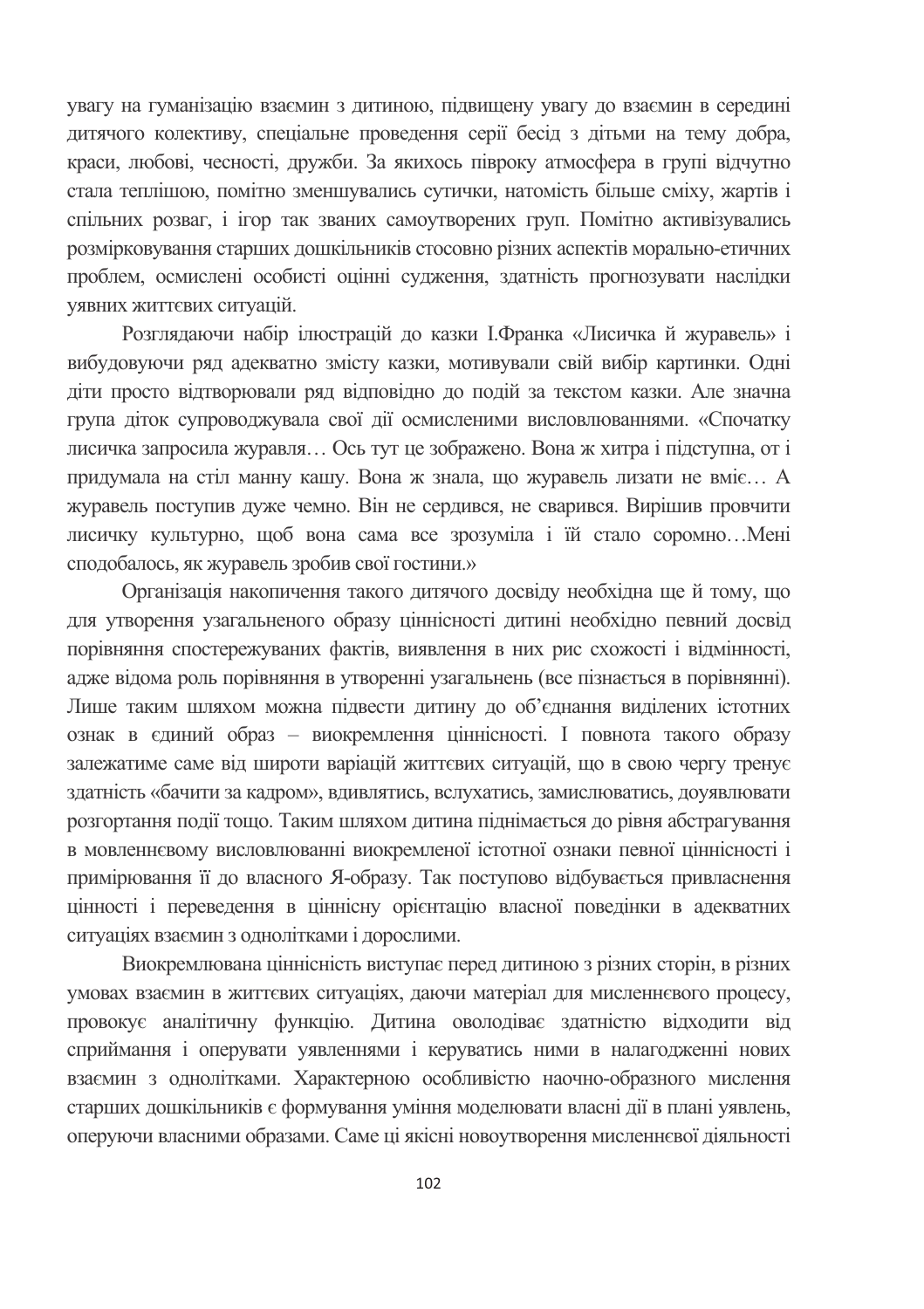увагу на гуманізацію взаємин з дитиною, підвищену увагу до взаємин в середині дитячого колективу, спеціальне проведення серії бесід з дітьми на тему добра, краси, любові, чесності, дружби. За якихось півроку атмосфера в групі відчутно стала теплішою, помітно зменшувались сутички, натомість більше сміху, жартів і спільних розваг, і ігор так званих самоутворених груп. Помітно активізувались розмірковування старших дошкільників стосовно різних аспектів морально-етичних проблем, осмислені особисті оцінні судження, здатність прогнозувати наслідки уявних життєвих ситуацій.

Розглядаючи набір ілюстрацій до казки І.Франка «Лисичка й журавель» і вибудовуючи ряд адекватно змісту казки, мотивували свій вибір картинки. Одні діти просто відтворювали ряд відповідно до подій за текстом казки. Але значна група діток супроводжувала свої дії осмисленими висловлюваннями. «Спочатку лисичка запросила журавля… Ось тут це зображено. Вона ж хитра і підступна, от і придумала на стіл манну кашу. Вона ж знала, що журавель лизати не вміє… А журавель поступив дуже чемно. Він не сердився, не сварився. Вирішив провчити лисичку культурно, щоб вона сама все зрозуміла і їй стало соромно…Мені сподобалось, як журавель зробив свої гостини.»

Організація накопичення такого дитячого досвіду необхідна ще й тому, що для утворення узагальненого образу цінності дитині необхідно певний досвід порівняння спостережуваних фактів, виявлення в них рис схожості і відмінності, адже відома роль порівняння в утворенні узагальнень (все пізнається в порівнянні). Лише таким шляхом можна підвести дитину до об'єднання виділених істотних ознак в єдиний образ – виокремлення цінності. І повнота такого образу залежатиме саме від широти варіацій життєвих ситуацій, що в свою чергу тренує здатність «бачити за кадром», вдивлятись, вслухатись, замислюватись, доуявлювати розгортання події тощо. Таким шляхом дитина піднімається до рівня абстрагування в мовленнєвому висловлюванні виокремленої істотної ознаки певної цінності і примірювання її до власного Я-образу. Так поступово відбувається привласнення цінності і переведення в ціннісну орієнтацію власної поведінки в адекватних ситуаціях взаємин з однолітками і дорослими.

Виокремлювана цінність виступає перед дитиною з різних сторін, в різних умовах взаємин в життєвих ситуаціях, даючи матеріал для мисленнєвого процесу, провокує аналітичну функцію. Дитина оволодіває здатністю відходити від сприймання і оперувати уявленнями і керуватись ними в налагодженні нових взаємин з однолітками. Характерною особливістю наочно-образного мислення старших дошкільників є формування уміння моделювати власні дії в плані уявлень, оперуючи власними образами. Саме ці якісні новоутворення мисленнєвої діяльності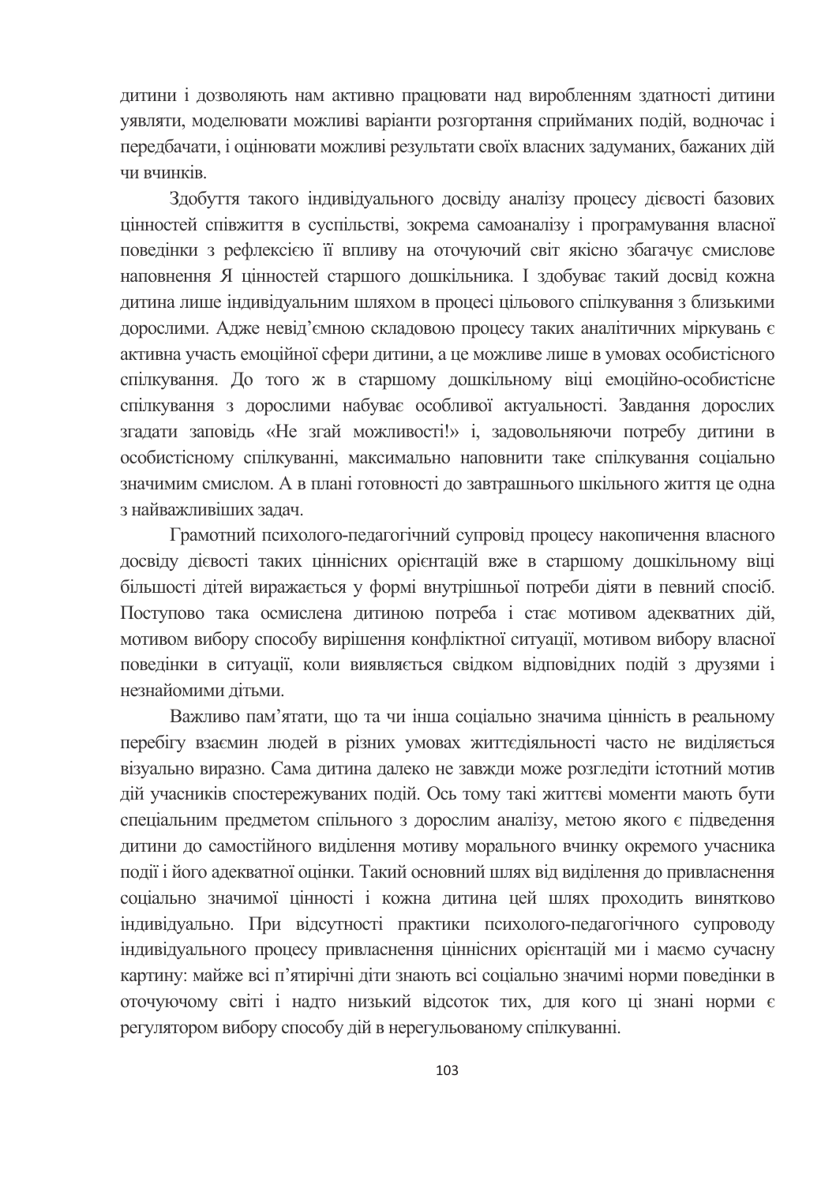дитини і дозволяють нам активно працювати над виробленням здатності дитини уявляти, моделювати можливі варіанти розгортання сприйманих подій, водночас і передбачати, і оцінювати можливі результати своїх власних задуманих, бажаних дій чи вчинків.

Здобуття такого індивідуального досвіду аналізу процесу дієвості базових цінностей співжиття в суспільстві, зокрема самоаналізу і програмування власної поведінки з рефлексією її впливу на оточуючий світ якісно збагачує смислове наповнення Я цінностей старшого дошкільника. І здобуває такий досвід кожна дитина лише індивідуальним шляхом в процесі цільового спілкування з близькими дорослими. Адже невід'ємною складовою процесу таких аналітичних міркувань є активна участь емоційної сфери дитини, а це можливе лише в умовах особистісного спілкування. До того ж в старшому дошкільному віці емоційно-особистісне спілкування з дорослими набуває особливої актуальності. Завдання дорослих згадати заповідь «Не згай можливості!» і, задовольняючи потребу дитини в особистісному спілкуванні, максимально наповнити таке спілкування соціально значимим смислом. А в плані готовності до завтрашнього шкільного життя це одна з найважливіших задач.

Грамотний психолого-педагогічний супровід процесу накопичення власного досвіду дієвості таких ціннісних орієнтацій вже в старшому дошкільному віці більшості дітей виражається у формі внутрішньої потреби діяти в певний спосіб. Поступово така осмислена дитиною потреба і стає мотивом адекватних дій, мотивом вибору способу вирішення конфліктної ситуації, мотивом вибору власної поведінки в ситуації, коли виявляється свідком відповідних подій з друзями і незнайомими дітьми.

Важливо пам'ятати, що та чи інша соціально значима цінність в реальному перебігу взаємин людей в різних умовах життєдіяльності часто не виділяється візуально виразно. Сама дитина далеко не завжди може розгледіти істотний мотив дій учасників спостережуваних подій. Ось тому такі життєві моменти мають бути спеціальним предметом спільного з дорослим аналізу, метою якого є підведення дитини до самостійного виділення мотиву морального вчинку окремого учасника події і його адекватної оцінки. Такий основний шлях від виділення до привласнення соціально значимої цінності і кожна дитина цей шлях проходить виняткова індивідуально. При відсутності практики психолого-педагогічного супроводу індивідуального процесу привласнення ціннісних орієнтацій ми і маємо сучасну картину: майже всі п'ятирічні діти знають всі соціально значимі норми поведінки в оточуючому світі і надто низький відсоток тих, для кого ці знані норми є регулятором вибору способу дій в нерегульованому спілкуванні.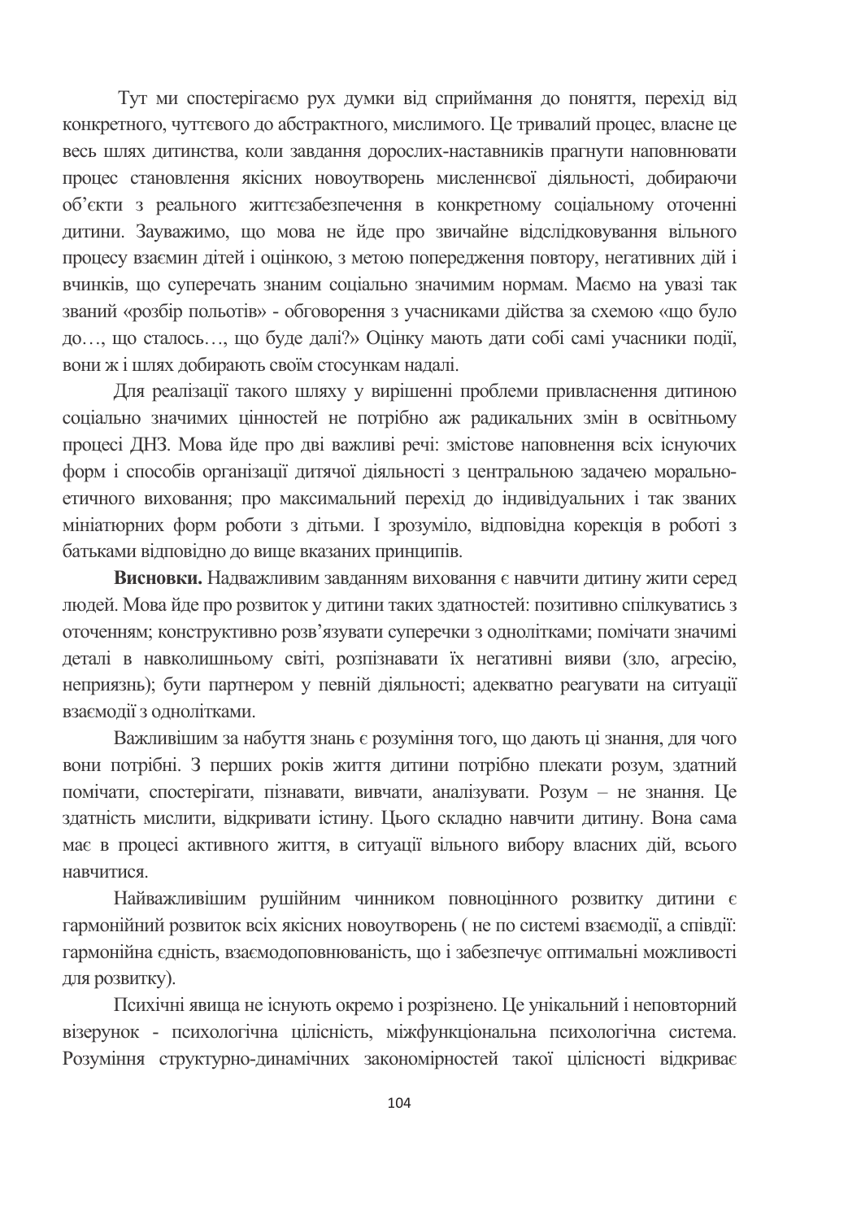Тут ми спостерігаємо рух думки від сприймання до поняття, перехід від конкретного, чуттєвого до абстрактного, мислимого. Це тривалий процес, власне це весь шлях дитинства, коли завдання дорослих-наставників прагнути наповнювати процес становлення якісних новоутворень мисленнєвої діяльності, добираючи об'єкти з реального життєзабезпечення в конкретному соціальному оточенні дитини. Зауважимо, що мова не йде про звичайне відслідковування вільного процесу взаємин дітей і оцінкою, з метою попередження повтору, негативних дій і вчинків, що суперечать знаним соціально значимим нормам. Маємо на увазі так званий «розбір польотів» - обговорення з учасниками дійства за схемою «що було до…, що сталось…, що буде далі?» Оцінку мають дати собі самі учасники події, вони ж і шлях добирають своїм стосункам надалі.

Для реалізації такого шляху у вирішенні проблеми привласнення дитиною соціально значимих цінностей не потрібно аж радикальних змін в освітньому процесі ДНЗ. Мова йде про дві важливі речі: змістове наповнення всіх існуючих форм і способів організації дитячої діяльності з центральною задачею морально-етичного виховання; про максимальний перехід до індивідуальних і так званих мініатюрних форм роботи з дітьми. І зрозуміло, відповідна корекція в роботі з батьками відповідно до вище вказаних принципів.

**Висновки.** Надважливим завданням виховання є навчити дитину жити серед людей. Мова йде про розвиток у дитини таких здатностей: позитивно спілкуватись з оточенням; конструктивно розв'язувати суперечки з однолітками; помічати значимі деталі в навколишньому світі, розпізнавати їх негативні вияви (зло, агресію, неприязнь); бути партнером у певній діяльності; адекватно реагувати на ситуації взаємодії з однолітками.

Важливішим за набуття знань є розуміння того, що дають ці знання, для чого вони потрібні. З перших років життя дитини потрібно плекати розум, здатний помічати, спостерігати, пізнавати, вивчати, аналізувати. Розум – не знання. Це здатність мислити, відкривати істину. Цього складно навчити дитину. Вона сама має в процесі активного життя, в ситуації вільного вибору власних дій, всього навчитися.

Найважливішим рушійним чинником повноцінного розвитку дитини є гармонійний розвиток всіх якісних новоутворень ( не по системі взаємодії, а співдії: гармонійна єдність, взаємодоповнюваність, що і забезпечує оптимальні можливості для розвитку).

Психічні явища не існують окремо і розрізнено. Це унікальний і неповторний візерунок - психологічна цілісність, міжфункціональна психологічна система. Розуміння структурно-динамічних закономірностей такої цілісності відкриває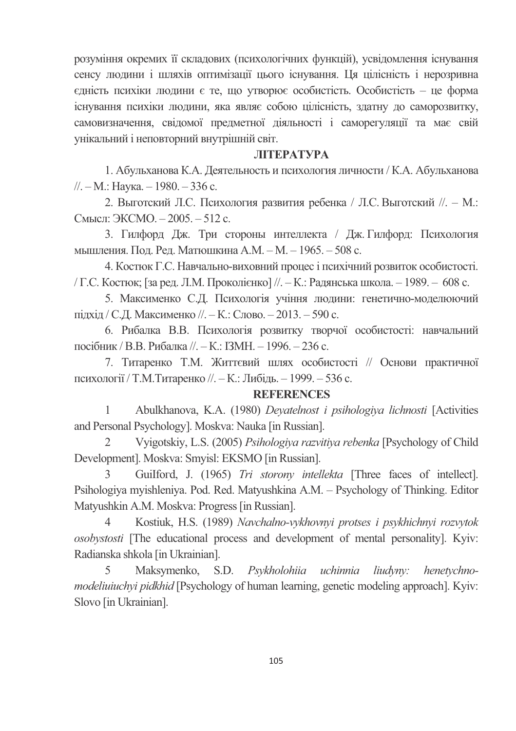розуміння окремих її складових (психологічних функцій), усвідомлення існування сенсу людини і шляхів оптимізації цього існування. Ця цілісність і нерозривна єдність психіки людини є те, що утворює особистість. Особистість – це форма існування психіки людини, яка являє собою цілісність, здатну до саморозвитку, самовизначення, свідомої предметної діяльності і саморегуляції та має свій унікальний і неповторний внутрішній світ.

## ЛІТЕРАТУРА

1. Абульханова К.А. Деятельность и психология личности / К.А. Абульханова //. – М.: Наука. – 1980. – 336 с.

2. Выготский Л.С. Психология развития ребенка / Л.С. Выготский //. – М.: Смысл: ЭКСМО. – 2005. – 512 с.

3. Гилфорд Дж. Три стороны интеллекта / Дж. Гилфорд: Психология мышления. Под. Ред. Матюшкина А.М. – М. – 1965. – 508 с.

4. Костюк Г.С. Навчально-виховний процес і психічний розвиток особистості. / Г.С. Костюк; [за ред. Л.М. Проколієнко] //. – К.: Радянська школа. – 1989. – 608 с.

5. Максименко С.Д. Психологія учіння людини: генетично-моделюючий підхід / С.Д. Максименко //. – К.: Слово. – 2013. – 590 с.

6. Рибалка В.В. Психологія розвитку творчої особистості: навчальний посібник / В.В. Рибалка //. – К.: ІЗМН. – 1996. – 236 с.

7. Титаренко Т.М. Життєвий шлях особистості // Основи практичної психології / Т.М.Титаренко //. – К.: Либідь. – 1999. – 536 с.

## REFERENCES

1 Abulkhanova, K.A. (1980) *Deyatelnost i psihologiya lichnosti* [Activities and Personal Psychology]. Moskva: Nauka [in Russian].

2 Vyigotskiy, L.S. (2005) *Psihologiya razvitiya rebenka* [Psychology of Child Development]. Moskva: Smyisl: EKSMO [in Russian].

3 GuiIford, J. (1965) *Tri storony intellekta* [Three faces of intellect]. Psihologiya myishleniya. Pod. Red. Matyushkina A.M. – Psychology of Thinking. Editor Matyushkin A.M. Moskva: Progress [in Russian].

4 Kostiuk, H.S. (1989) *Navchalno-vykhovnyi protses i psykhichnyi rozvytok osobystosti* [The educational process and development of mental personality]. Kyiv: Radianska shkola [in Ukrainian].

5 Maksymenko, S.D. *Psykholohiia uchinnia liudyny: henetychno-modeliuiuchyi pidkhid* [Psychology of human learning, genetic modeling approach]. Kyiv: Slovo [in Ukrainian].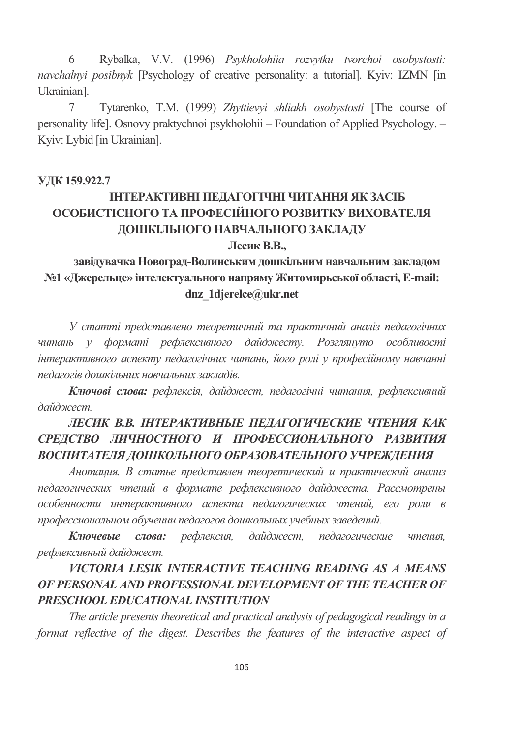6 Rybalka, V.V. (1996) *Psykholohiia rozvytku tvorchoi osobystosti: navchalnyi posibnyk* [Psychology of creative personality: a tutorial]. Kyiv: IZMN [in Ukrainian].

7 Tytarenko, T.M. (1999) *Zhyttievyi shliakh osobystosti* [The course of personality life]. Osnovy praktychnoi psykholohii – Foundation of Applied Psychology. – Kyiv: Lybid [in Ukrainian].

**УДК 159.922.7**

## ІНТЕРАКТИВНІ ПЕДАГОГІЧНІ ЧИТАННЯ ЯК ЗАСІБ ОСОБИСТІСНОГО ТА ПРОФЕСІЙНОГО РОЗВИТКУ ВИХОВАТЕЛЯ ДОШКІЛЬНОГО НАВЧАЛЬНОГО ЗАКЛАДУ

**Лесик В.В.,**

**завідувачка Новоград-Волинським дошкільним навчальним закладом №1 «Джерельце» інтелектуального напряму Житомирської області, E-mail: dnz_1djerelce@ukr.net**

*У статті представлено теоретичний та практичний аналіз педагогічних читань у форматі рефлексивного дайджесту. Розглянуто особливості інтерактивного аспекту педагогічних читань, його ролі у професійному навчанні педагогів дошкільних навчальних закладів.*

***Ключові слова:*** *рефлексія, дайджест, педагогічні читання, рефлексивний дайджест.*

***ЛЕСИК В.В. ІНТЕРАКТИВНЫЕ ПЕДАГОГИЧЕСКИЕ ЧТЕНИЯ КАК СРЕДСТВО ЛИЧНОСТНОГО И ПРОФЕССИОНАЛЬНОГО РАЗВИТИЯ ВОСПИТАТЕЛЯ ДОШКОЛЬНОГО ОБРАЗОВАТЕЛЬНОГО УЧРЕЖДЕНИЯ***

*Анотация. В статье представлен теоретический и практический анализ педагогических чтений в формате рефлексивного дайджеста. Рассмотрены особенности интерактивного аспекта педагогических чтений, его роли в профессиональном обучении педагогов дошкольных учебных заведений.*

***Ключевые слова:*** *рефлексия, дайджест, педагогические чтения, рефлексивный дайджест.*

***VICTORIA LESIK INTERACTIVE TEACHING READING AS A MEANS OF PERSONAL AND PROFESSIONAL DEVELOPMENT OF THE TEACHER OF PRESCHOOL EDUCATIONAL INSTITUTION***

*The article presents theoretical and practical analysis of pedagogical readings in a format reflective of the digest. Describes the features of the interactive aspect of*